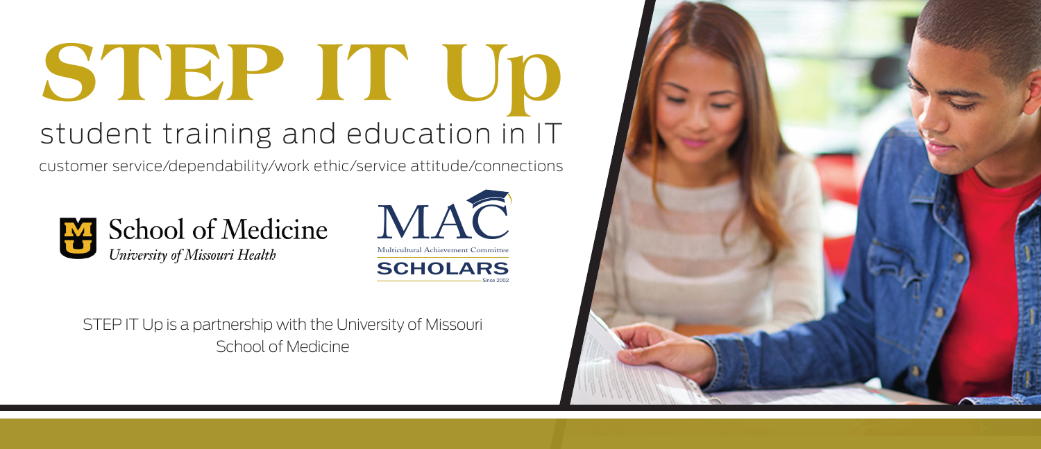# STEP IT Up

## student training and education in IT

customer service/dependability/work ethic/service attitude/connections

School of Medicine
*University of Missouri Health*

MAC
Multicultural Achievement Committee
SCHOLARS
Since 2002

STEP IT Up is a partnership with the University of Missouri School of Medicine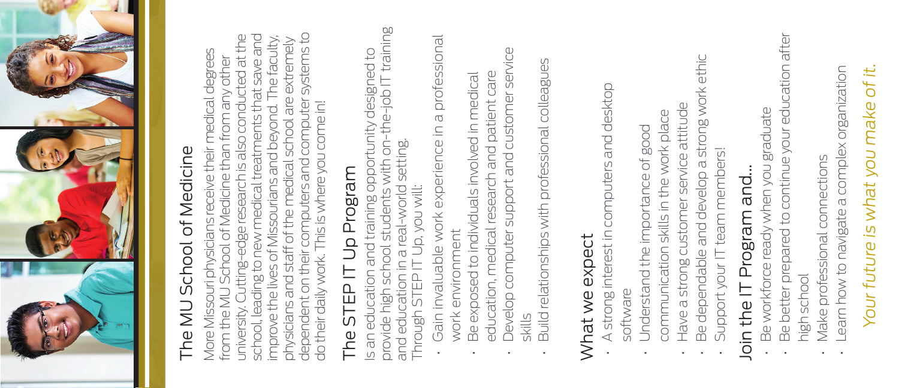# The MU School of Medicine

More Missouri physicians receive their medical degrees from the MU School of Medicine than from any other university. Cutting-edge research is also conducted at the school, leading to new medical treatments that save and improve the lives of Missourians and beyond. The faculty, physicians and staff of the medical school are extremely dependent on their computers and computer systems to do their daily work. This is where you come in!

# The STEP IT Up Program

Is an education and training opportunity designed to provide high school students with on-the-job IT training and education in a real-world setting.
Through STEP IT Up, you will:

- Gain invaluable work experience in a professional work environment
- Be exposed to individuals involved in medical education, medical research and patient care
- Develop computer support and customer service skills
- Build relationships with professional colleagues

## What we expect

- A strong interest in computers and desktop software
- Understand the importance of good communication skills in the work place
- Have a strong customer service attitude
- Be dependable and develop a strong work ethic
- Support your IT team members!

## Join the IT Program and...

- Be workforce ready when you graduate
- Be better prepared to continue your education after high school
- Make professional connections
- Learn how to navigate a complex organization

*Your future is what you make of it.*